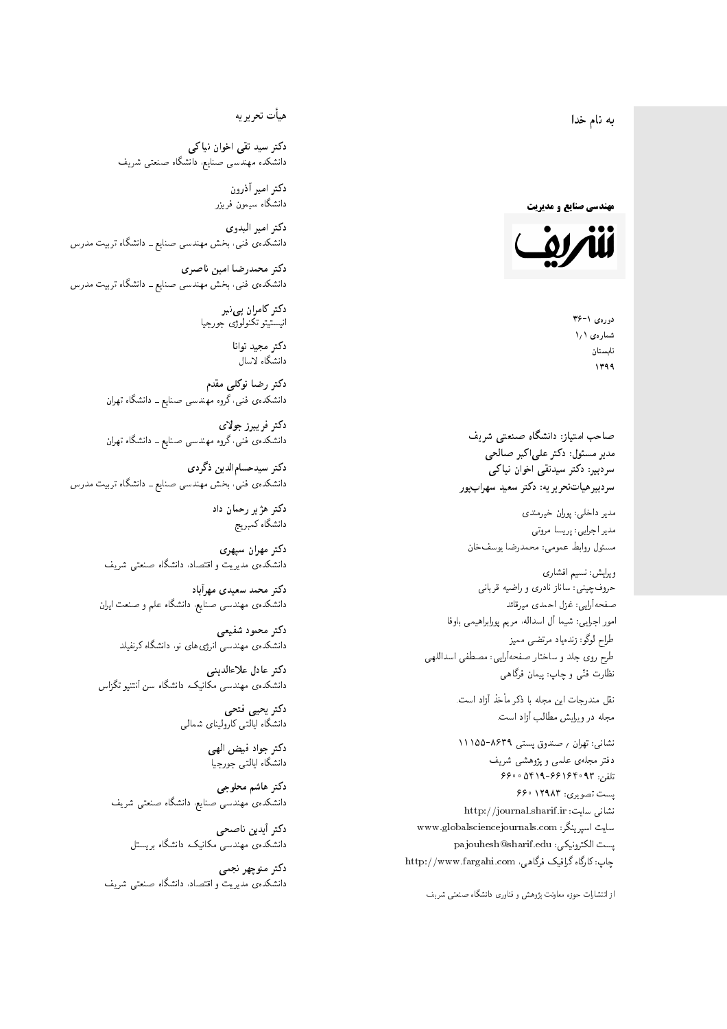به نام خدا

**مهندسی صنایع و مدیریت**

**شریف**

دورەی ۱-۳۶
شمارەی ۱/۱
تابستان
۱۳۹۹

**صاحب امتیاز: دانشگاه صنعتی شریف**
**مدیر مسئول: دکتر علی‌اکبر صالحی**
**سردبیر: دکتر سیدتقی اخوان نیاکی**
**سردبیرهیات‌تحریریه: دکتر سعید سهراب‌پور**

مدیر داخلی: پوران خیرمندی
مدیر اجرایی: پریسا مروتی
مسئول روابط عمومی: محمدرضا یوسف‌خان

ویرایش: نسیم افشاری
حروف‌چینی: ساناز نادری و راضیه قربانی
صفحه‌آرایی: غزل احمدی میرقائد
امور اجرایی: شیما آل اسداله، مریم پورابراهیمی باوفا
طراح لوگو: زنده‌یاد مرتضی ممیز
طرح روی جلد و ساختار صفحه‌آرایی: مصطفی اسداللهی
نظارت فنّی و چاپ: پیمان فرگاهی

نقل مندرجات این مجله با ذکر مأخذ آزاد است.
مجله در ویرایش مطالب آزاد است.

نشانی: تهران / صندوق پستی ۸۶۳۹-۱۱۱۵۵
دفتر مجله‌ی علمی و پژوهشی شریف
تلفن: ۶۶۱۶۴۰۹۳-۵۴۱۹ ۶۶۰۰
پست تصویری: ۱۲۹۸۳ ۶۶۰
نشانی سایت: http://journal.sharif.ir
سایت اسپرینگر: www.globalsciencejournals.com
پست الکترونیکی: pajouhesh@sharif.edu
چاپ: کارگاه گرافیک فرگاهی، http://www.fargahi.com

از انتشارات حوزه معاونت پژوهش و فناوری دانشگاه صنعتی شریف

## هیأت تحریریه

**دکتر سید تقی اخوان نیاکی**
دانشکده مهندسی صنایع، دانشگاه صنعتی شریف

**دکتر امیر آذرون**
دانشگاه سیمون فریزر

**دکتر امیر البدوی**
دانشکده‌ی فنی، بخش مهندسی صنایع ـ دانشگاه تربیت مدرس

**دکتر محمدرضا امین ناصری**
دانشکده‌ی فنی، بخش مهندسی صنایع ـ دانشگاه تربیت مدرس

**دکتر کامران پی‌نبر**
انیستیتو تکنولوژی جورجیا

**دکتر مجید توانا**
دانشگاه لاسال

**دکتر رضا توکلی مقدم**
دانشکده‌ی فنی، گروه مهندسی صنایع ـ دانشگاه تهران

**دکتر فریبرز جولای**
دانشکده‌ی فنی، گروه مهندسی صنایع ـ دانشگاه تهران

**دکتر سیدحسام‌الدین ذگردی**
دانشکده‌ی فنی، بخش مهندسی صنایع ـ دانشگاه تربیت مدرس

**دکتر هژیر رحمان داد**
دانشگاه کمبریج

**دکتر مهران سپهری**
دانشکده‌ی مدیریت و اقتصاد، دانشگاه صنعتی شریف

**دکتر محمد سعیدی مهرآباد**
دانشکده‌ی مهندسی صنایع، دانشگاه علم و صنعت ایران

**دکتر محمود شفیعی**
دانشکده‌ی مهندسی انرژی‌های نو، دانشگاه کرنفیلد

**دکتر عادل علاءالدینی**
دانشکده‌ی مهندسی مکانیک، دانشگاه سن آنتنیو تگزاس

**دکتر یحیی فتحی**
دانشگاه ایالتی کارولینای شمالی

**دکتر جواد فیض الهی**
دانشگاه ایالتی جورجیا

**دکتر هاشم محلوجی**
دانشکده‌ی مهندسی صنایع، دانشگاه صنعتی شریف

**دکتر آیدین ناصحی**
دانشکده‌ی مهندسی مکانیک، دانشگاه بریستل

**دکتر منوچهر نجمی**
دانشکده‌ی مدیریت و اقتصاد، دانشگاه صنعتی شریف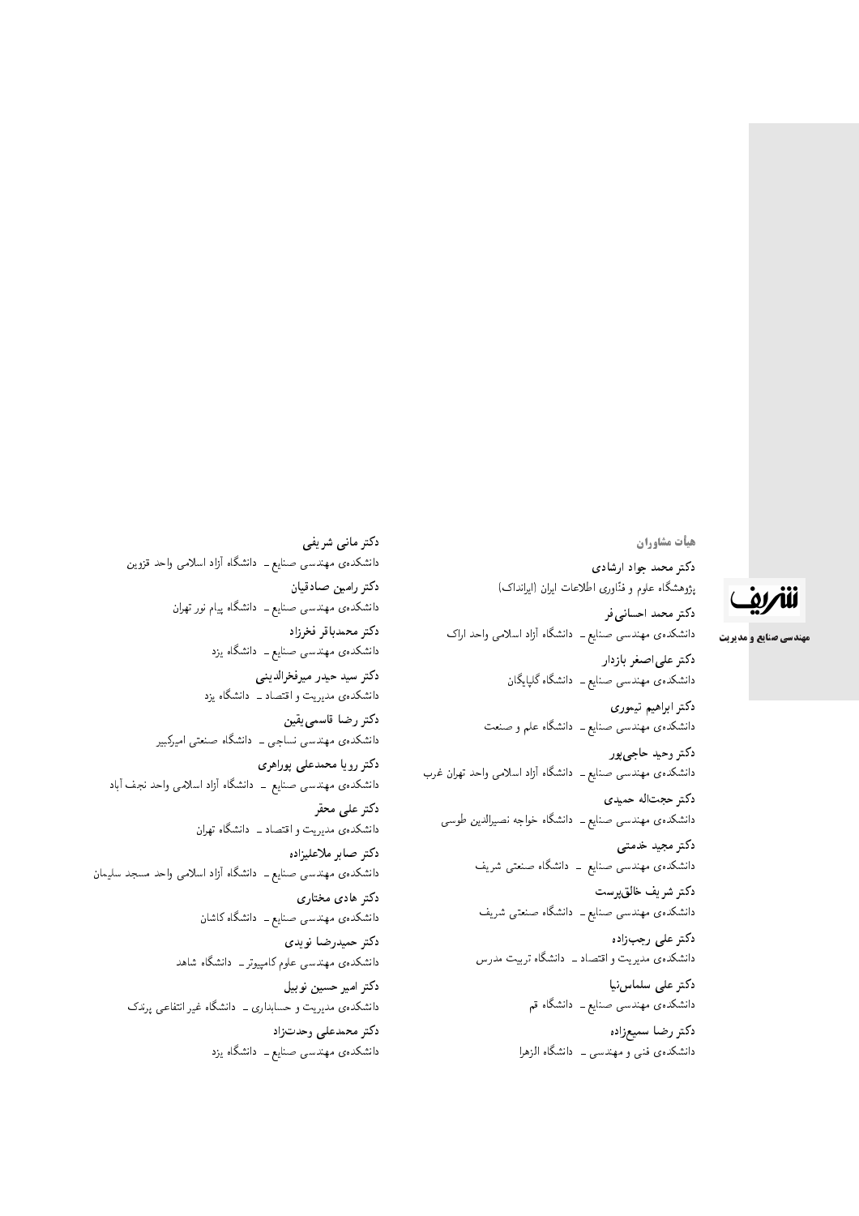## هیأت مشاوران

**دکتر محمد جواد ارشادی**
پژوهشگاه علوم و فنّاوری اطلاعات ایران (ایرانداک)

**دکتر محمد احسانی‌فر**
دانشکده‌ی مهندسی صنایع ــ دانشگاه آزاد اسلامی واحد اراک

**دکتر علی‌اصغر بازدار**
دانشکده‌ی مهندسی صنایع ــ دانشگاه گلپایگان

**دکتر ابراهیم تیموری**
دانشکده‌ی مهندسی صنایع ــ دانشگاه علم و صنعت

**دکتر وحید حاجی‌پور**
دانشکده‌ی مهندسی صنایع ــ دانشگاه آزاد اسلامی واحد تهران غرب

**دکتر حجت‌اله حمیدی**
دانشکده‌ی مهندسی صنایع ــ دانشگاه خواجه نصیرالدین طوسی

**دکتر مجید خدمتی**
دانشکده‌ی مهندسی صنایع ــ دانشگاه صنعتی شریف

**دکتر شریف خالق‌پرست**
دانشکده‌ی مهندسی صنایع ــ دانشگاه صنعتی شریف

**دکتر علی رجب‌زاده**
دانشکده‌ی مدیریت و اقتصاد ــ دانشگاه تربیت مدرس

**دکتر علی سلماس‌نیا**
دانشکده‌ی مهندسی صنایع ــ دانشگاه قم

**دکتر رضا سمیع‌زاده**
دانشکده‌ی فنی و مهندسی ــ دانشگاه الزهرا

**دکتر مانی شریفی**
دانشکده‌ی مهندسی صنایع ــ دانشگاه آزاد اسلامی واحد قزوین

**دکتر رامین صادقیان**
دانشکده‌ی مهندسی صنایع ــ دانشگاه پیام نور تهران

**دکتر محمدباقر فخرزاد**
دانشکده‌ی مهندسی صنایع ــ دانشگاه یزد

**دکتر سید حیدر میرفخرالدینی**
دانشکده‌ی مدیریت و اقتصاد ــ دانشگاه یزد

**دکتر رضا قاسمی‌یقین**
دانشکده‌ی مهندسی نساجی ــ دانشگاه صنعتی امیرکبیر

**دکتر رویا محمدعلی پوراهری**
دانشکده‌ی مهندسی صنایع ــ دانشگاه آزاد اسلامی واحد نجف آباد

**دکتر علی محقر**
دانشکده‌ی مدیریت و اقتصاد ــ دانشگاه تهران

**دکتر صابر ملاعلیزاده**
دانشکده‌ی مهندسی صنایع ــ دانشگاه آزاد اسلامی واحد مسجد سلیمان

**دکتر هادی مختاری**
دانشکده‌ی مهندسی صنایع ــ دانشگاه کاشان

**دکتر حمیدرضا نویدی**
دانشکده‌ی مهندسی علوم کامپیوتر ــ دانشگاه شاهد

**دکتر امیر حسین نوبیل**
دانشکده‌ی مدیریت و حسابداری ــ دانشگاه غیر انتفاعی پرندک

**دکتر محمدعلی وحدت‌زاد**
دانشکده‌ی مهندسی صنایع ــ دانشگاه یزد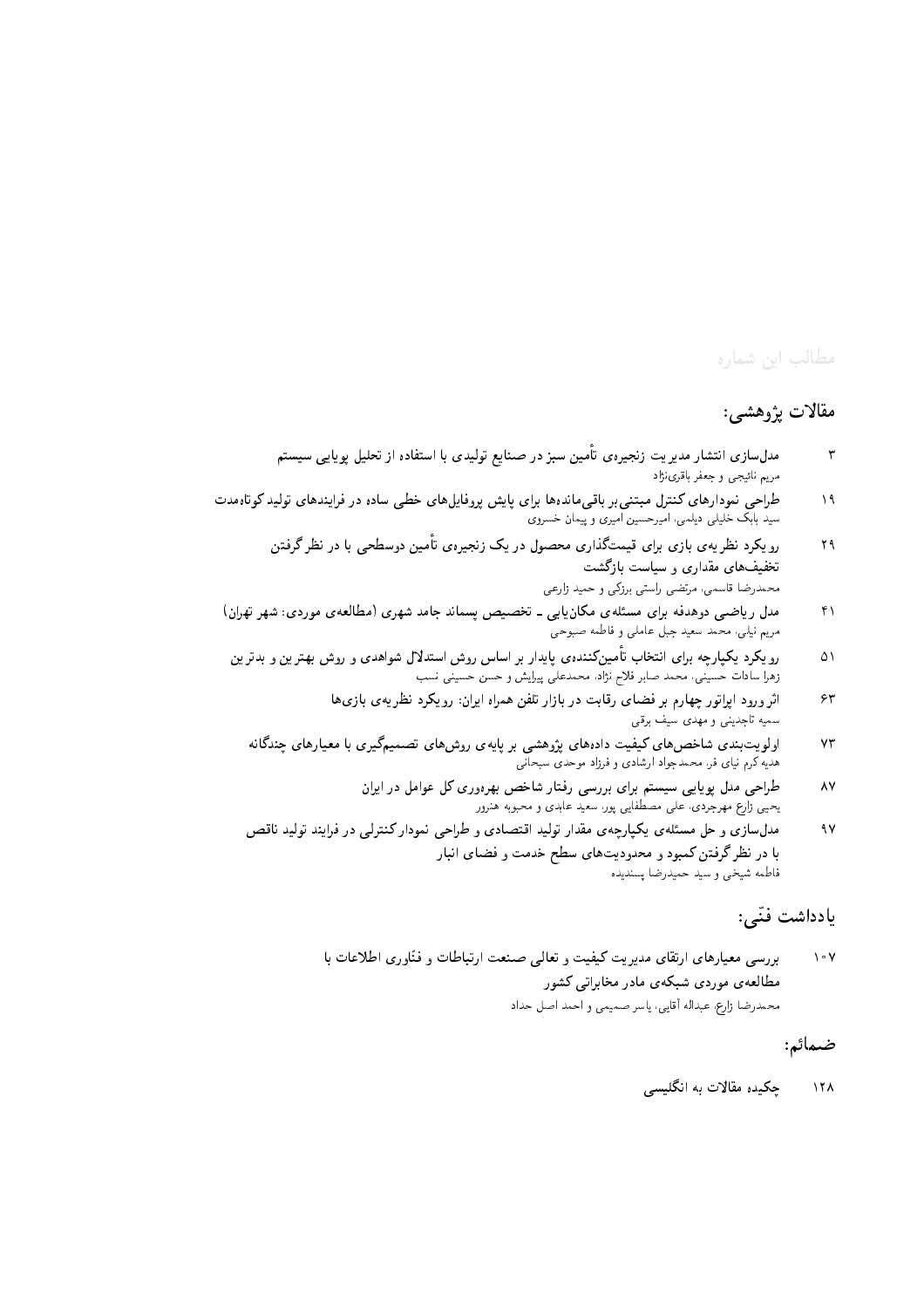مطالب این شماره

## مقالات پژوهشی:

۳ **مدل‌سازی انتشار مدیریت زنجیره‌ی تأمین سبز در صنایع تولیدی با استفاده از تحلیل پویایی سیستم**
مریم نائیجی و جعفر باقری‌نژاد

۱۹ **طراحی نمودارهای کنترل مبتنی بر باقی‌مانده‌ها برای پایش پروفایل‌های خطی ساده در فرایندهای تولید کوتاه‌مدت**
سید بابک خلیلی دیلمی، امیرحسین امیری و پیمان خسروی

۲۹ **رویکرد نظریه‌ی بازی برای قیمت‌گذاری محصول در یک زنجیره‌ی تأمین دوسطحی با در نظر گرفتن تخفیف‌های مقداری و سیاست بازگشت**
محمدرضا قاسمی، مرتضی راستی برزکی و حمید زارعی

۴۱ **مدل ریاضی دوهدفه برای مسئله‌ی مکان‌یابی ـ تخصیص پسماند جامد شهری (مطالعه‌ی موردی: شهر تهران)**
مریم نیلی، محمد سعید جبل عاملی و فاطمه صبوحی

۵۱ **رویکرد یکپارچه برای انتخاب تأمین‌کننده‌ی پایدار بر اساس روش استدلال شواهدی و روش بهترین و بدترین**
زهرا سادات حسینی، محمد صابر فلاح نژاد، محمدعلی پیرایش و حسن حسینی نسب

۶۳ **اثر ورود اپراتور چهارم بر فضای رقابت در بازار تلفن همراه ایران: رویکرد نظریه‌ی بازی‌ها**
سمیه تاجدینی و مهدی سیف برقی

۷۳ **اولویت‌بندی شاخص‌های کیفیت داده‌های پژوهشی بر پایه‌ی روش‌های تصمیم‌گیری با معیارهای چندگانه**
هدیه کرم نیای فر، محمدجواد ارشادی و فرزاد موحدی سبحانی

۸۷ **طراحی مدل پویایی سیستم برای بررسی رفتار شاخص بهره‌وری کل عوامل در ایران**
یحیی زارع مهرجردی، علی مصطفایی پور، سعید عابدی و محبوبه هنرور

۹۷ **مدل‌سازی و حل مسئله‌ی یکپارچه‌ی مقدار تولید اقتصادی و طراحی نمودار کنترلی در فرایند تولید ناقص با در نظر گرفتن کمبود و محدودیت‌های سطح خدمت و فضای انبار**
فاطمه شیخی و سید حمیدرضا پسندیده

## یادداشت فنّی:

۱۰۷ **بررسی معیارهای ارتقای مدیریت کیفیت و تعالی صنعت ارتباطات و فنّاوری اطلاعات با مطالعه‌ی موردی شبکه‌ی مادر مخابراتی کشور**
محمدرضا زارع، عبداله آقایی، یاسر صمیمی و احمد اصل حداد

## ضمائم:

۱۲۸ **چکیده مقالات به انگلیسی**